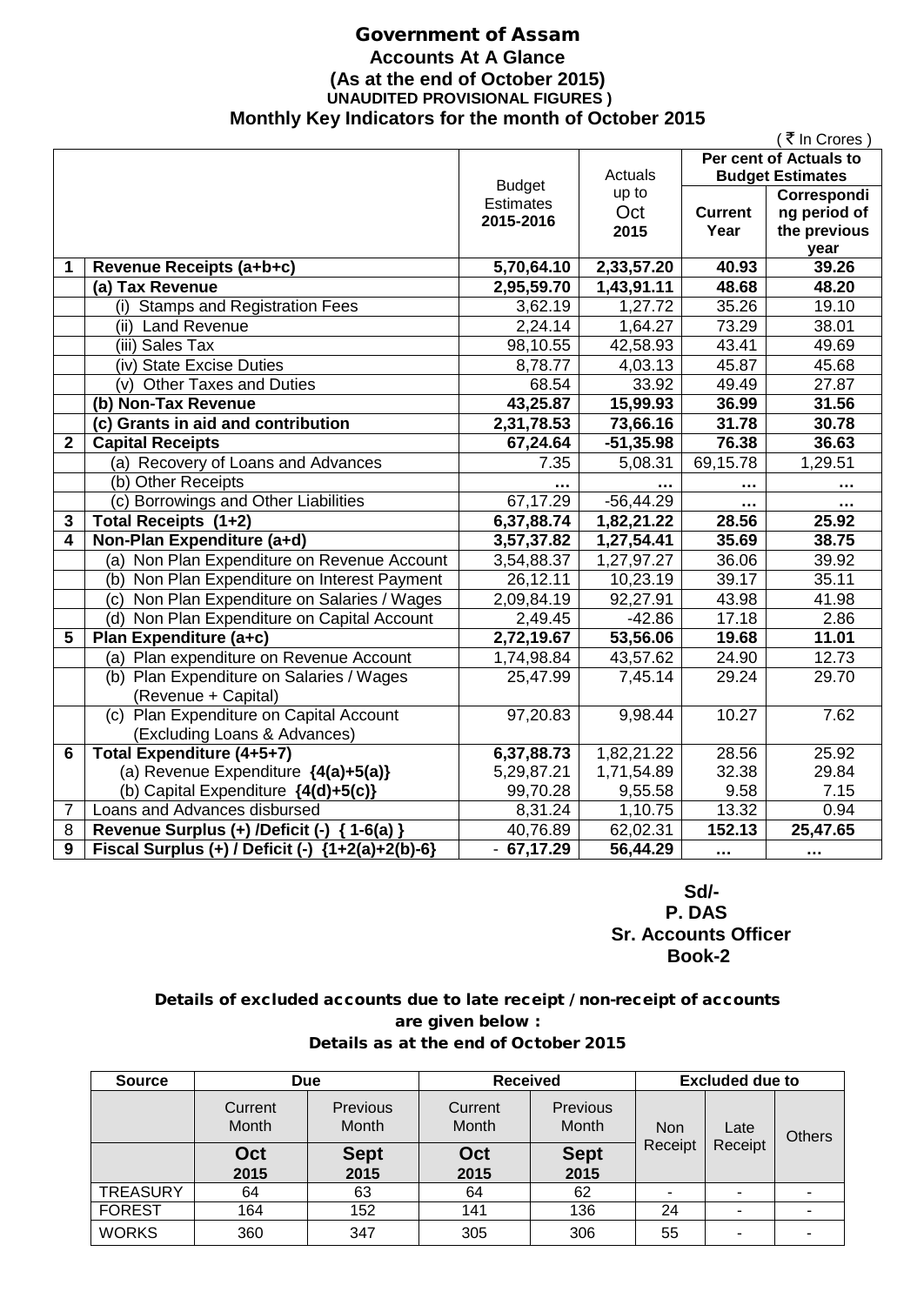# Government of Assam

## Accounts At A Glance

### (As at the end of October 2015)

**UNAUDITED PROVISIONAL FIGURES )**

### Monthly Key Indicators for the month of October 2015

( ₹ In Crores )

| | | Budget Estimates 2015-2016 | Actuals up to Oct 2015 | Per cent of Actuals to Budget Estimates | |
|---|---|---|---|---|---|
| | | | | Current Year | Corresponding period of the previous year |
| **1** | **Revenue Receipts (a+b+c)** | **5,70,64.10** | **2,33,57.20** | **40.93** | **39.26** |
| | **(a) Tax Revenue** | **2,95,59.70** | **1,43,91.11** | **48.68** | **48.20** |
| | (i) Stamps and Registration Fees | 3,62.19 | 1,27.72 | 35.26 | 19.10 |
| | (ii) Land Revenue | 2,24.14 | 1,64.27 | 73.29 | 38.01 |
| | (iii) Sales Tax | 98,10.55 | 42,58.93 | 43.41 | 49.69 |
| | (iv) State Excise Duties | 8,78.77 | 4,03.13 | 45.87 | 45.68 |
| | (v) Other Taxes and Duties | 68.54 | 33.92 | 49.49 | 27.87 |
| | **(b) Non-Tax Revenue** | **43,25.87** | **15,99.93** | **36.99** | **31.56** |
| | **(c) Grants in aid and contribution** | **2,31,78.53** | **73,66.16** | **31.78** | **30.78** |
| **2** | **Capital Receipts** | **67,24.64** | **-51,35.98** | **76.38** | **36.63** |
| | (a) Recovery of Loans and Advances | 7.35 | 5,08.31 | 69,15.78 | 1,29.51 |
| | (b) Other Receipts | ... | ... | ... | ... |
| | (c) Borrowings and Other Liabilities | 67,17.29 | -56,44.29 | ... | ... |
| **3** | **Total Receipts (1+2)** | **6,37,88.74** | **1,82,21.22** | **28.56** | **25.92** |
| **4** | **Non-Plan Expenditure (a+d)** | **3,57,37.82** | **1,27,54.41** | **35.69** | **38.75** |
| | (a) Non Plan Expenditure on Revenue Account | 3,54,88.37 | 1,27,97.27 | 36.06 | 39.92 |
| | (b) Non Plan Expenditure on Interest Payment | 26,12.11 | 10,23.19 | 39.17 | 35.11 |
| | (c) Non Plan Expenditure on Salaries / Wages | 2,09,84.19 | 92,27.91 | 43.98 | 41.98 |
| | (d) Non Plan Expenditure on Capital Account | 2,49.45 | -42.86 | 17.18 | 2.86 |
| **5** | **Plan Expenditure (a+c)** | **2,72,19.67** | **53,56.06** | **19.68** | **11.01** |
| | (a) Plan expenditure on Revenue Account | 1,74,98.84 | 43,57.62 | 24.90 | 12.73 |
| | (b) Plan Expenditure on Salaries / Wages (Revenue + Capital) | 25,47.99 | 7,45.14 | 29.24 | 29.70 |
| | (c) Plan Expenditure on Capital Account (Excluding Loans & Advances) | 97,20.83 | 9,98.44 | 10.27 | 7.62 |
| **6** | **Total Expenditure (4+5+7)** | **6,37,88.73** | 1,82,21.22 | 28.56 | 25.92 |
| | (a) Revenue Expenditure **{4(a)+5(a)}** | 5,29,87.21 | 1,71,54.89 | 32.38 | 29.84 |
| | (b) Capital Expenditure **{4(d)+5(c)}** | 99,70.28 | 9,55.58 | 9.58 | 7.15 |
| 7 | Loans and Advances disbursed | 8,31.24 | 1,10.75 | 13.32 | 0.94 |
| 8 | **Revenue Surplus (+) /Deficit (-) { 1-6(a) }** | 40,76.89 | 62,02.31 | **152.13** | **25,47.65** |
| **9** | **Fiscal Surplus (+) / Deficit (-) {1+2(a)+2(b)-6}** | **- 67,17.29** | **56,44.29** | **...** | **...** |

**Sd/-**
**P. DAS**
**Sr. Accounts Officer**
**Book-2**

**Details of excluded accounts due to late receipt / non-receipt of accounts are given below :**

**Details as at the end of October 2015**

| Source | Due | | Received | | Excluded due to | | |
|---|---|---|---|---|---|---|---|
| | Current Month | Previous Month | Current Month | Previous Month | Non Receipt | Late Receipt | Others |
| | **Oct 2015** | **Sept 2015** | **Oct 2015** | **Sept 2015** | | | |
| TREASURY | 64 | 63 | 64 | 62 | - | - | - |
| FOREST | 164 | 152 | 141 | 136 | 24 | - | - |
| WORKS | 360 | 347 | 305 | 306 | 55 | - | - |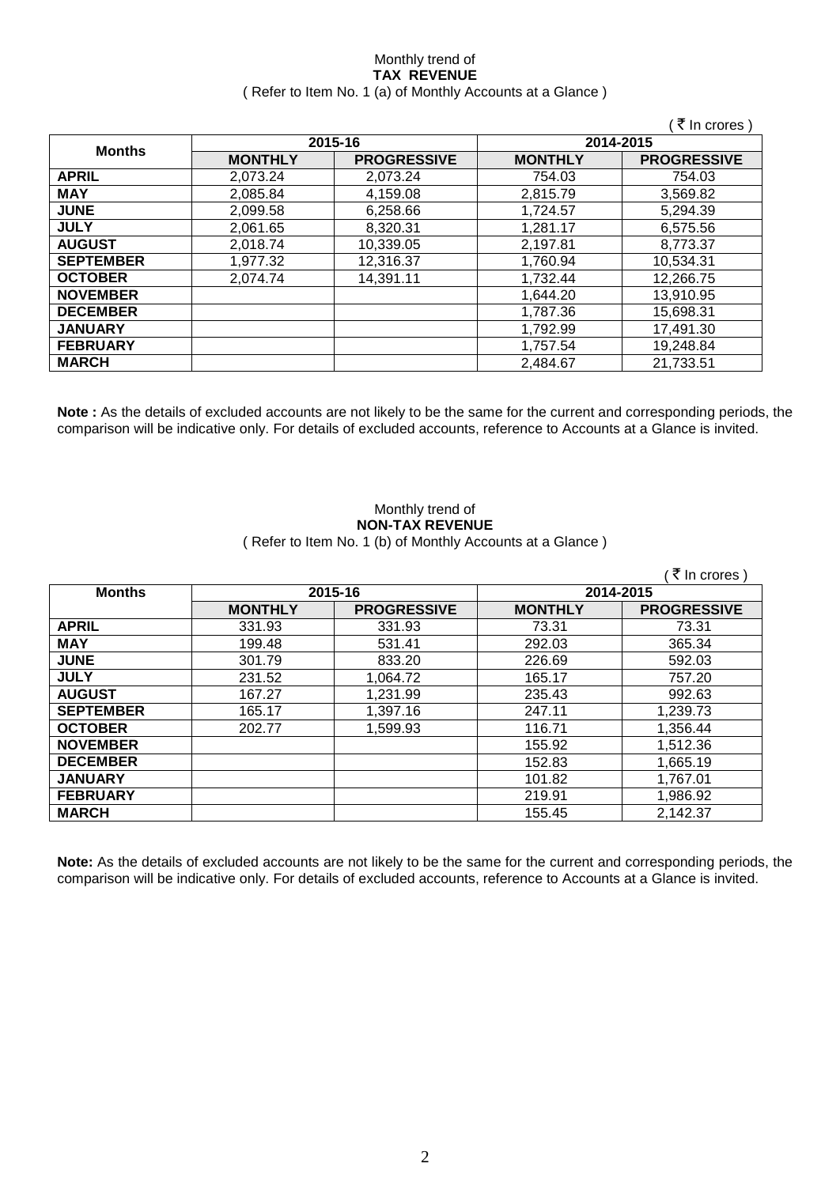Monthly trend of
**TAX REVENUE**
( Refer to Item No. 1 (a) of Monthly Accounts at a Glance )

( ₹ In crores )

| Months | 2015-16 | | 2014-2015 | |
|---|---|---|---|---|
| | MONTHLY | PROGRESSIVE | MONTHLY | PROGRESSIVE |
| **APRIL** | 2,073.24 | 2,073.24 | 754.03 | 754.03 |
| **MAY** | 2,085.84 | 4,159.08 | 2,815.79 | 3,569.82 |
| **JUNE** | 2,099.58 | 6,258.66 | 1,724.57 | 5,294.39 |
| **JULY** | 2,061.65 | 8,320.31 | 1,281.17 | 6,575.56 |
| **AUGUST** | 2,018.74 | 10,339.05 | 2,197.81 | 8,773.37 |
| **SEPTEMBER** | 1,977.32 | 12,316.37 | 1,760.94 | 10,534.31 |
| **OCTOBER** | 2,074.74 | 14,391.11 | 1,732.44 | 12,266.75 |
| **NOVEMBER** | | | 1,644.20 | 13,910.95 |
| **DECEMBER** | | | 1,787.36 | 15,698.31 |
| **JANUARY** | | | 1,792.99 | 17,491.30 |
| **FEBRUARY** | | | 1,757.54 | 19,248.84 |
| **MARCH** | | | 2,484.67 | 21,733.51 |

**Note :** As the details of excluded accounts are not likely to be the same for the current and corresponding periods, the comparison will be indicative only. For details of excluded accounts, reference to Accounts at a Glance is invited.

Monthly trend of
**NON-TAX REVENUE**
( Refer to Item No. 1 (b) of Monthly Accounts at a Glance )

( ₹ In crores )

| Months | 2015-16 | | 2014-2015 | |
|---|---|---|---|---|
| | MONTHLY | PROGRESSIVE | MONTHLY | PROGRESSIVE |
| **APRIL** | 331.93 | 331.93 | 73.31 | 73.31 |
| **MAY** | 199.48 | 531.41 | 292.03 | 365.34 |
| **JUNE** | 301.79 | 833.20 | 226.69 | 592.03 |
| **JULY** | 231.52 | 1,064.72 | 165.17 | 757.20 |
| **AUGUST** | 167.27 | 1,231.99 | 235.43 | 992.63 |
| **SEPTEMBER** | 165.17 | 1,397.16 | 247.11 | 1,239.73 |
| **OCTOBER** | 202.77 | 1,599.93 | 116.71 | 1,356.44 |
| **NOVEMBER** | | | 155.92 | 1,512.36 |
| **DECEMBER** | | | 152.83 | 1,665.19 |
| **JANUARY** | | | 101.82 | 1,767.01 |
| **FEBRUARY** | | | 219.91 | 1,986.92 |
| **MARCH** | | | 155.45 | 2,142.37 |

**Note:** As the details of excluded accounts are not likely to be the same for the current and corresponding periods, the comparison will be indicative only. For details of excluded accounts, reference to Accounts at a Glance is invited.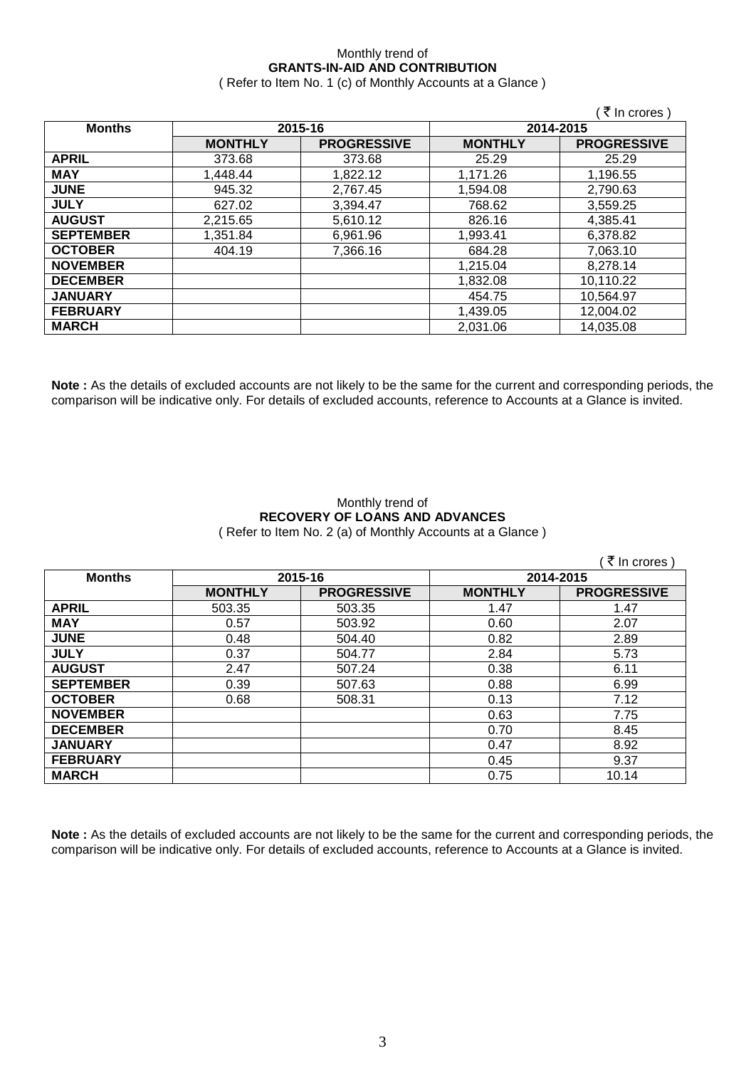Monthly trend of
**GRANTS-IN-AID AND CONTRIBUTION**
( Refer to Item No. 1 (c) of Monthly Accounts at a Glance )

( ₹ In crores )

| Months | 2015-16 | | 2014-2015 | |
|---|---|---|---|---|
| | **MONTHLY** | **PROGRESSIVE** | **MONTHLY** | **PROGRESSIVE** |
| **APRIL** | 373.68 | 373.68 | 25.29 | 25.29 |
| **MAY** | 1,448.44 | 1,822.12 | 1,171.26 | 1,196.55 |
| **JUNE** | 945.32 | 2,767.45 | 1,594.08 | 2,790.63 |
| **JULY** | 627.02 | 3,394.47 | 768.62 | 3,559.25 |
| **AUGUST** | 2,215.65 | 5,610.12 | 826.16 | 4,385.41 |
| **SEPTEMBER** | 1,351.84 | 6,961.96 | 1,993.41 | 6,378.82 |
| **OCTOBER** | 404.19 | 7,366.16 | 684.28 | 7,063.10 |
| **NOVEMBER** | | | 1,215.04 | 8,278.14 |
| **DECEMBER** | | | 1,832.08 | 10,110.22 |
| **JANUARY** | | | 454.75 | 10,564.97 |
| **FEBRUARY** | | | 1,439.05 | 12,004.02 |
| **MARCH** | | | 2,031.06 | 14,035.08 |

**Note :** As the details of excluded accounts are not likely to be the same for the current and corresponding periods, the comparison will be indicative only. For details of excluded accounts, reference to Accounts at a Glance is invited.

Monthly trend of
**RECOVERY OF LOANS AND ADVANCES**
( Refer to Item No. 2 (a) of Monthly Accounts at a Glance )

( ₹ In crores )

| Months | 2015-16 | | 2014-2015 | |
|---|---|---|---|---|
| | **MONTHLY** | **PROGRESSIVE** | **MONTHLY** | **PROGRESSIVE** |
| **APRIL** | 503.35 | 503.35 | 1.47 | 1.47 |
| **MAY** | 0.57 | 503.92 | 0.60 | 2.07 |
| **JUNE** | 0.48 | 504.40 | 0.82 | 2.89 |
| **JULY** | 0.37 | 504.77 | 2.84 | 5.73 |
| **AUGUST** | 2.47 | 507.24 | 0.38 | 6.11 |
| **SEPTEMBER** | 0.39 | 507.63 | 0.88 | 6.99 |
| **OCTOBER** | 0.68 | 508.31 | 0.13 | 7.12 |
| **NOVEMBER** | | | 0.63 | 7.75 |
| **DECEMBER** | | | 0.70 | 8.45 |
| **JANUARY** | | | 0.47 | 8.92 |
| **FEBRUARY** | | | 0.45 | 9.37 |
| **MARCH** | | | 0.75 | 10.14 |

**Note :** As the details of excluded accounts are not likely to be the same for the current and corresponding periods, the comparison will be indicative only. For details of excluded accounts, reference to Accounts at a Glance is invited.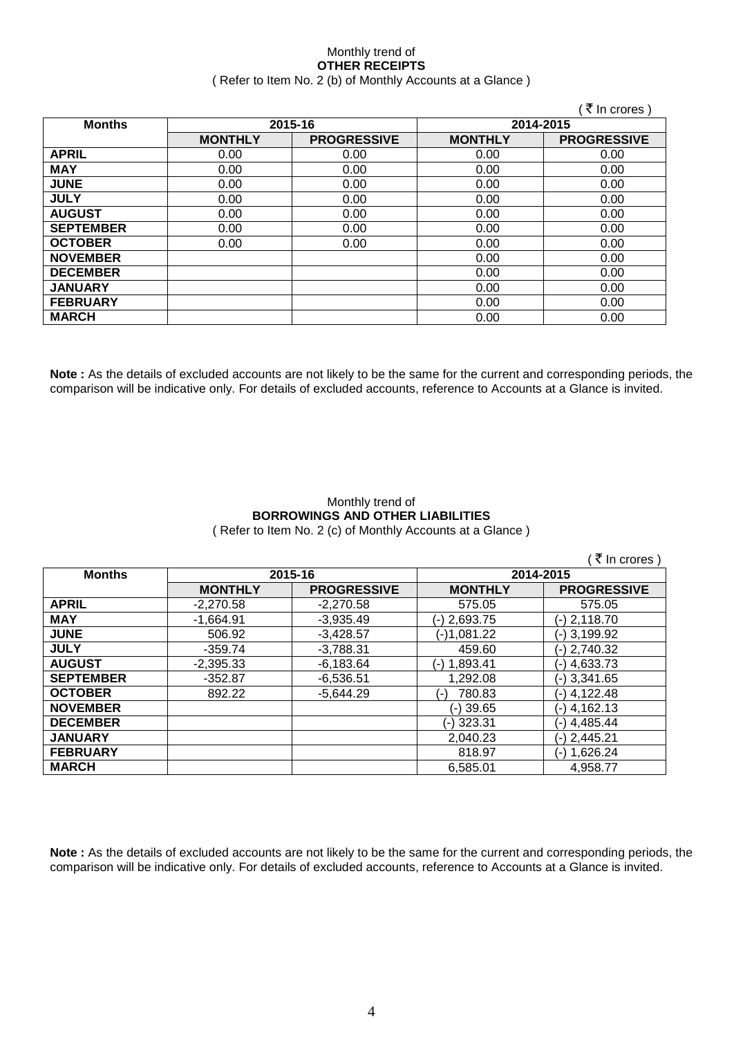Monthly trend of
**OTHER RECEIPTS**
( Refer to Item No. 2 (b) of Monthly Accounts at a Glance )

( ₹ In crores )

| Months | 2015-16 | | 2014-2015 | |
|---|---|---|---|---|
| | MONTHLY | PROGRESSIVE | MONTHLY | PROGRESSIVE |
| APRIL | 0.00 | 0.00 | 0.00 | 0.00 |
| MAY | 0.00 | 0.00 | 0.00 | 0.00 |
| JUNE | 0.00 | 0.00 | 0.00 | 0.00 |
| JULY | 0.00 | 0.00 | 0.00 | 0.00 |
| AUGUST | 0.00 | 0.00 | 0.00 | 0.00 |
| SEPTEMBER | 0.00 | 0.00 | 0.00 | 0.00 |
| OCTOBER | 0.00 | 0.00 | 0.00 | 0.00 |
| NOVEMBER | | | 0.00 | 0.00 |
| DECEMBER | | | 0.00 | 0.00 |
| JANUARY | | | 0.00 | 0.00 |
| FEBRUARY | | | 0.00 | 0.00 |
| MARCH | | | 0.00 | 0.00 |

**Note :** As the details of excluded accounts are not likely to be the same for the current and corresponding periods, the comparison will be indicative only. For details of excluded accounts, reference to Accounts at a Glance is invited.

Monthly trend of
**BORROWINGS AND OTHER LIABILITIES**
( Refer to Item No. 2 (c) of Monthly Accounts at a Glance )

( ₹ In crores )

| Months | 2015-16 | | 2014-2015 | |
|---|---|---|---|---|
| | MONTHLY | PROGRESSIVE | MONTHLY | PROGRESSIVE |
| APRIL | -2,270.58 | -2,270.58 | 575.05 | 575.05 |
| MAY | -1,664.91 | -3,935.49 | (-) 2,693.75 | (-) 2,118.70 |
| JUNE | 506.92 | -3,428.57 | (-)1,081.22 | (-) 3,199.92 |
| JULY | -359.74 | -3,788.31 | 459.60 | (-) 2,740.32 |
| AUGUST | -2,395.33 | -6,183.64 | (-) 1,893.41 | (-) 4,633.73 |
| SEPTEMBER | -352.87 | -6,536.51 | 1,292.08 | (-) 3,341.65 |
| OCTOBER | 892.22 | -5,644.29 | (-) 780.83 | (-) 4,122.48 |
| NOVEMBER | | | (-) 39.65 | (-) 4,162.13 |
| DECEMBER | | | (-) 323.31 | (-) 4,485.44 |
| JANUARY | | | 2,040.23 | (-) 2,445.21 |
| FEBRUARY | | | 818.97 | (-) 1,626.24 |
| MARCH | | | 6,585.01 | 4,958.77 |

**Note :** As the details of excluded accounts are not likely to be the same for the current and corresponding periods, the comparison will be indicative only. For details of excluded accounts, reference to Accounts at a Glance is invited.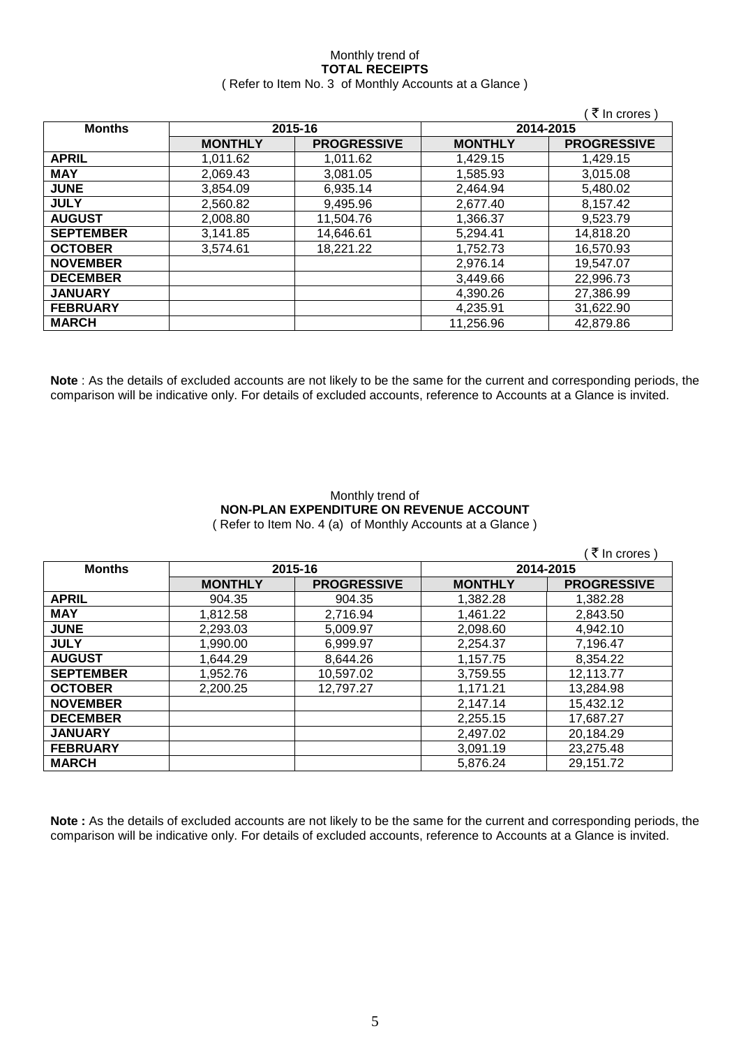Monthly trend of

**TOTAL RECEIPTS**

( Refer to Item No. 3 of Monthly Accounts at a Glance )

( ₹ In crores )

| Months | 2015-16 | | 2014-2015 | |
|---|---|---|---|---|
| | **MONTHLY** | **PROGRESSIVE** | **MONTHLY** | **PROGRESSIVE** |
| **APRIL** | 1,011.62 | 1,011.62 | 1,429.15 | 1,429.15 |
| **MAY** | 2,069.43 | 3,081.05 | 1,585.93 | 3,015.08 |
| **JUNE** | 3,854.09 | 6,935.14 | 2,464.94 | 5,480.02 |
| **JULY** | 2,560.82 | 9,495.96 | 2,677.40 | 8,157.42 |
| **AUGUST** | 2,008.80 | 11,504.76 | 1,366.37 | 9,523.79 |
| **SEPTEMBER** | 3,141.85 | 14,646.61 | 5,294.41 | 14,818.20 |
| **OCTOBER** | 3,574.61 | 18,221.22 | 1,752.73 | 16,570.93 |
| **NOVEMBER** | | | 2,976.14 | 19,547.07 |
| **DECEMBER** | | | 3,449.66 | 22,996.73 |
| **JANUARY** | | | 4,390.26 | 27,386.99 |
| **FEBRUARY** | | | 4,235.91 | 31,622.90 |
| **MARCH** | | | 11,256.96 | 42,879.86 |

**Note** : As the details of excluded accounts are not likely to be the same for the current and corresponding periods, the comparison will be indicative only. For details of excluded accounts, reference to Accounts at a Glance is invited.

Monthly trend of

**NON-PLAN EXPENDITURE ON REVENUE ACCOUNT**

( Refer to Item No. 4 (a) of Monthly Accounts at a Glance )

( ₹ In crores )

| Months | 2015-16 | | 2014-2015 | |
|---|---|---|---|---|
| | **MONTHLY** | **PROGRESSIVE** | **MONTHLY** | **PROGRESSIVE** |
| **APRIL** | 904.35 | 904.35 | 1,382.28 | 1,382.28 |
| **MAY** | 1,812.58 | 2,716.94 | 1,461.22 | 2,843.50 |
| **JUNE** | 2,293.03 | 5,009.97 | 2,098.60 | 4,942.10 |
| **JULY** | 1,990.00 | 6,999.97 | 2,254.37 | 7,196.47 |
| **AUGUST** | 1,644.29 | 8,644.26 | 1,157.75 | 8,354.22 |
| **SEPTEMBER** | 1,952.76 | 10,597.02 | 3,759.55 | 12,113.77 |
| **OCTOBER** | 2,200.25 | 12,797.27 | 1,171.21 | 13,284.98 |
| **NOVEMBER** | | | 2,147.14 | 15,432.12 |
| **DECEMBER** | | | 2,255.15 | 17,687.27 |
| **JANUARY** | | | 2,497.02 | 20,184.29 |
| **FEBRUARY** | | | 3,091.19 | 23,275.48 |
| **MARCH** | | | 5,876.24 | 29,151.72 |

**Note :** As the details of excluded accounts are not likely to be the same for the current and corresponding periods, the comparison will be indicative only. For details of excluded accounts, reference to Accounts at a Glance is invited.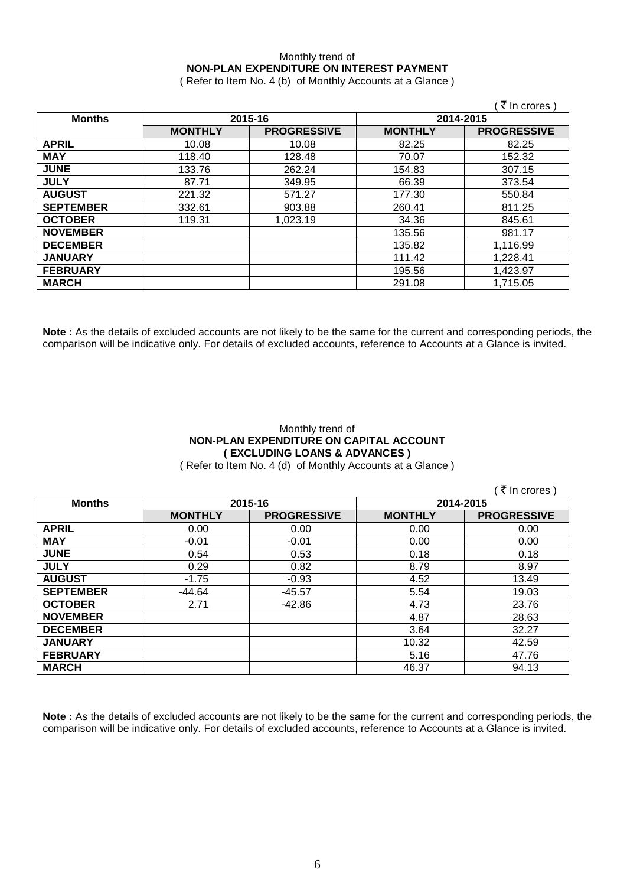Monthly trend of
**NON-PLAN EXPENDITURE ON INTEREST PAYMENT**
( Refer to Item No. 4 (b) of Monthly Accounts at a Glance )

( ₹ In crores )

| Months | 2015-16 | | 2014-2015 | |
|---|---|---|---|---|
| | **MONTHLY** | **PROGRESSIVE** | **MONTHLY** | **PROGRESSIVE** |
| **APRIL** | 10.08 | 10.08 | 82.25 | 82.25 |
| **MAY** | 118.40 | 128.48 | 70.07 | 152.32 |
| **JUNE** | 133.76 | 262.24 | 154.83 | 307.15 |
| **JULY** | 87.71 | 349.95 | 66.39 | 373.54 |
| **AUGUST** | 221.32 | 571.27 | 177.30 | 550.84 |
| **SEPTEMBER** | 332.61 | 903.88 | 260.41 | 811.25 |
| **OCTOBER** | 119.31 | 1,023.19 | 34.36 | 845.61 |
| **NOVEMBER** | | | 135.56 | 981.17 |
| **DECEMBER** | | | 135.82 | 1,116.99 |
| **JANUARY** | | | 111.42 | 1,228.41 |
| **FEBRUARY** | | | 195.56 | 1,423.97 |
| **MARCH** | | | 291.08 | 1,715.05 |

**Note :** As the details of excluded accounts are not likely to be the same for the current and corresponding periods, the comparison will be indicative only. For details of excluded accounts, reference to Accounts at a Glance is invited.

Monthly trend of
**NON-PLAN EXPENDITURE ON CAPITAL ACCOUNT**
**( EXCLUDING LOANS & ADVANCES )**
( Refer to Item No. 4 (d) of Monthly Accounts at a Glance )

( ₹ In crores )

| Months | 2015-16 | | 2014-2015 | |
|---|---|---|---|---|
| | **MONTHLY** | **PROGRESSIVE** | **MONTHLY** | **PROGRESSIVE** |
| **APRIL** | 0.00 | 0.00 | 0.00 | 0.00 |
| **MAY** | -0.01 | -0.01 | 0.00 | 0.00 |
| **JUNE** | 0.54 | 0.53 | 0.18 | 0.18 |
| **JULY** | 0.29 | 0.82 | 8.79 | 8.97 |
| **AUGUST** | -1.75 | -0.93 | 4.52 | 13.49 |
| **SEPTEMBER** | -44.64 | -45.57 | 5.54 | 19.03 |
| **OCTOBER** | 2.71 | -42.86 | 4.73 | 23.76 |
| **NOVEMBER** | | | 4.87 | 28.63 |
| **DECEMBER** | | | 3.64 | 32.27 |
| **JANUARY** | | | 10.32 | 42.59 |
| **FEBRUARY** | | | 5.16 | 47.76 |
| **MARCH** | | | 46.37 | 94.13 |

**Note :** As the details of excluded accounts are not likely to be the same for the current and corresponding periods, the comparison will be indicative only. For details of excluded accounts, reference to Accounts at a Glance is invited.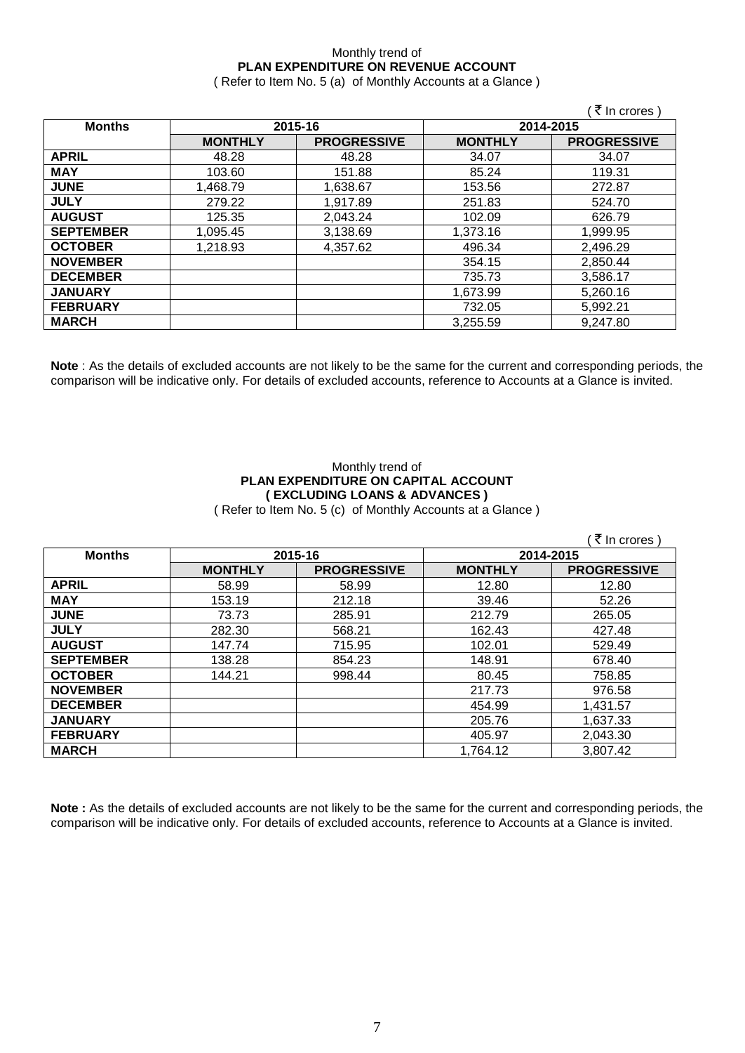Monthly trend of

**PLAN EXPENDITURE ON REVENUE ACCOUNT**

( Refer to Item No. 5 (a) of Monthly Accounts at a Glance )

( ₹ In crores )

| Months | 2015-16 | | 2014-2015 | |
|---|---|---|---|---|
| | **MONTHLY** | **PROGRESSIVE** | **MONTHLY** | **PROGRESSIVE** |
| **APRIL** | 48.28 | 48.28 | 34.07 | 34.07 |
| **MAY** | 103.60 | 151.88 | 85.24 | 119.31 |
| **JUNE** | 1,468.79 | 1,638.67 | 153.56 | 272.87 |
| **JULY** | 279.22 | 1,917.89 | 251.83 | 524.70 |
| **AUGUST** | 125.35 | 2,043.24 | 102.09 | 626.79 |
| **SEPTEMBER** | 1,095.45 | 3,138.69 | 1,373.16 | 1,999.95 |
| **OCTOBER** | 1,218.93 | 4,357.62 | 496.34 | 2,496.29 |
| **NOVEMBER** | | | 354.15 | 2,850.44 |
| **DECEMBER** | | | 735.73 | 3,586.17 |
| **JANUARY** | | | 1,673.99 | 5,260.16 |
| **FEBRUARY** | | | 732.05 | 5,992.21 |
| **MARCH** | | | 3,255.59 | 9,247.80 |

**Note** : As the details of excluded accounts are not likely to be the same for the current and corresponding periods, the comparison will be indicative only. For details of excluded accounts, reference to Accounts at a Glance is invited.

Monthly trend of

**PLAN EXPENDITURE ON CAPITAL ACCOUNT**

**( EXCLUDING LOANS & ADVANCES )**

( Refer to Item No. 5 (c) of Monthly Accounts at a Glance )

( ₹ In crores )

| Months | 2015-16 | | 2014-2015 | |
|---|---|---|---|---|
| | **MONTHLY** | **PROGRESSIVE** | **MONTHLY** | **PROGRESSIVE** |
| **APRIL** | 58.99 | 58.99 | 12.80 | 12.80 |
| **MAY** | 153.19 | 212.18 | 39.46 | 52.26 |
| **JUNE** | 73.73 | 285.91 | 212.79 | 265.05 |
| **JULY** | 282.30 | 568.21 | 162.43 | 427.48 |
| **AUGUST** | 147.74 | 715.95 | 102.01 | 529.49 |
| **SEPTEMBER** | 138.28 | 854.23 | 148.91 | 678.40 |
| **OCTOBER** | 144.21 | 998.44 | 80.45 | 758.85 |
| **NOVEMBER** | | | 217.73 | 976.58 |
| **DECEMBER** | | | 454.99 | 1,431.57 |
| **JANUARY** | | | 205.76 | 1,637.33 |
| **FEBRUARY** | | | 405.97 | 2,043.30 |
| **MARCH** | | | 1,764.12 | 3,807.42 |

**Note :** As the details of excluded accounts are not likely to be the same for the current and corresponding periods, the comparison will be indicative only. For details of excluded accounts, reference to Accounts at a Glance is invited.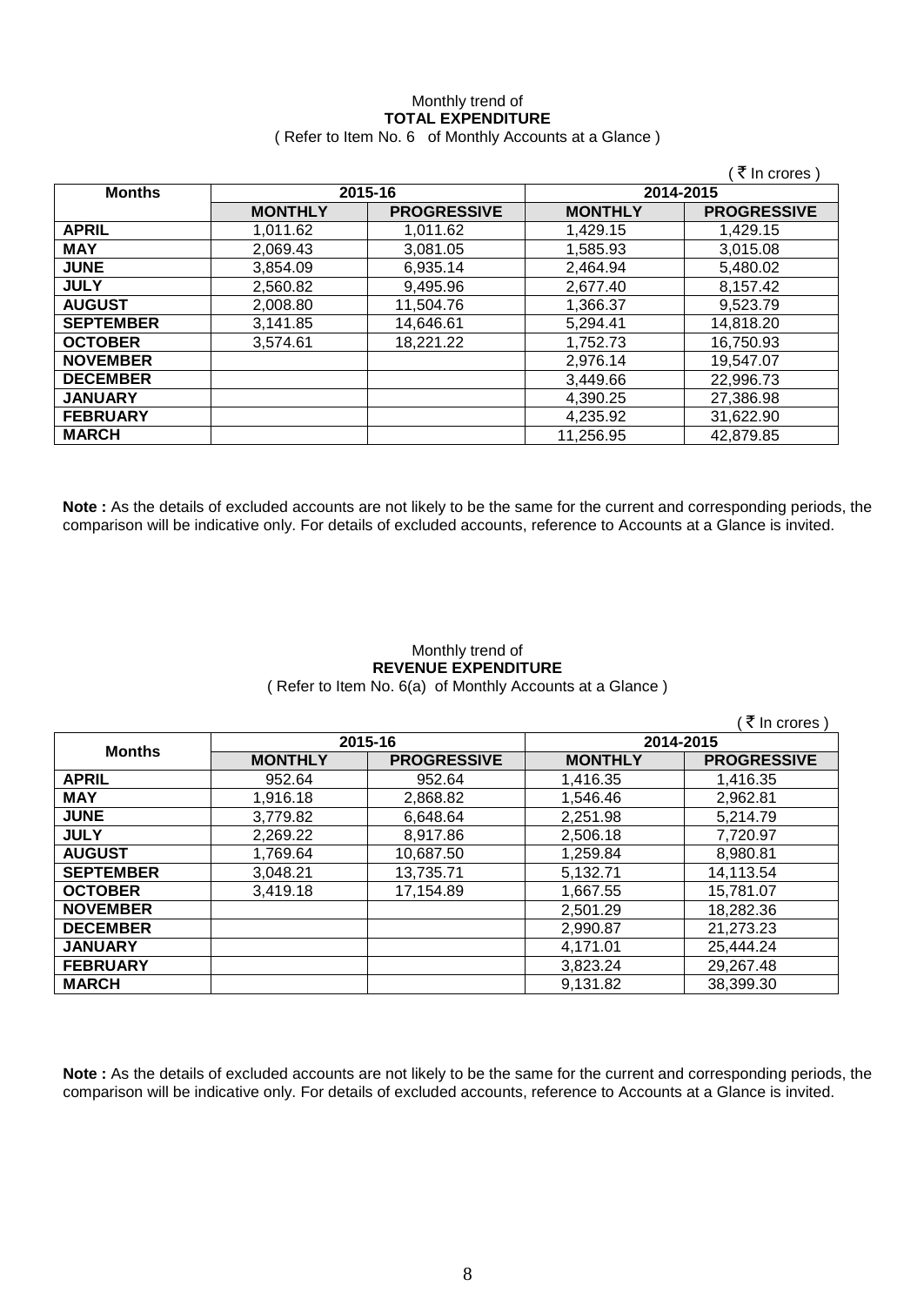Monthly trend of

**TOTAL EXPENDITURE**

( Refer to Item No. 6 of Monthly Accounts at a Glance )

( ₹ In crores )

| Months | 2015-16 | | 2014-2015 | |
|---|---|---|---|---|
| | MONTHLY | PROGRESSIVE | MONTHLY | PROGRESSIVE |
| APRIL | 1,011.62 | 1,011.62 | 1,429.15 | 1,429.15 |
| MAY | 2,069.43 | 3,081.05 | 1,585.93 | 3,015.08 |
| JUNE | 3,854.09 | 6,935.14 | 2,464.94 | 5,480.02 |
| JULY | 2,560.82 | 9,495.96 | 2,677.40 | 8,157.42 |
| AUGUST | 2,008.80 | 11,504.76 | 1,366.37 | 9,523.79 |
| SEPTEMBER | 3,141.85 | 14,646.61 | 5,294.41 | 14,818.20 |
| OCTOBER | 3,574.61 | 18,221.22 | 1,752.73 | 16,750.93 |
| NOVEMBER | | | 2,976.14 | 19,547.07 |
| DECEMBER | | | 3,449.66 | 22,996.73 |
| JANUARY | | | 4,390.25 | 27,386.98 |
| FEBRUARY | | | 4,235.92 | 31,622.90 |
| MARCH | | | 11,256.95 | 42,879.85 |

**Note :** As the details of excluded accounts are not likely to be the same for the current and corresponding periods, the comparison will be indicative only. For details of excluded accounts, reference to Accounts at a Glance is invited.

Monthly trend of

**REVENUE EXPENDITURE**

( Refer to Item No. 6(a) of Monthly Accounts at a Glance )

( ₹ In crores )

| Months | 2015-16 | | 2014-2015 | |
|---|---|---|---|---|
| | MONTHLY | PROGRESSIVE | MONTHLY | PROGRESSIVE |
| APRIL | 952.64 | 952.64 | 1,416.35 | 1,416.35 |
| MAY | 1,916.18 | 2,868.82 | 1,546.46 | 2,962.81 |
| JUNE | 3,779.82 | 6,648.64 | 2,251.98 | 5,214.79 |
| JULY | 2,269.22 | 8,917.86 | 2,506.18 | 7,720.97 |
| AUGUST | 1,769.64 | 10,687.50 | 1,259.84 | 8,980.81 |
| SEPTEMBER | 3,048.21 | 13,735.71 | 5,132.71 | 14,113.54 |
| OCTOBER | 3,419.18 | 17,154.89 | 1,667.55 | 15,781.07 |
| NOVEMBER | | | 2,501.29 | 18,282.36 |
| DECEMBER | | | 2,990.87 | 21,273.23 |
| JANUARY | | | 4,171.01 | 25,444.24 |
| FEBRUARY | | | 3,823.24 | 29,267.48 |
| MARCH | | | 9,131.82 | 38,399.30 |

**Note :** As the details of excluded accounts are not likely to be the same for the current and corresponding periods, the comparison will be indicative only. For details of excluded accounts, reference to Accounts at a Glance is invited.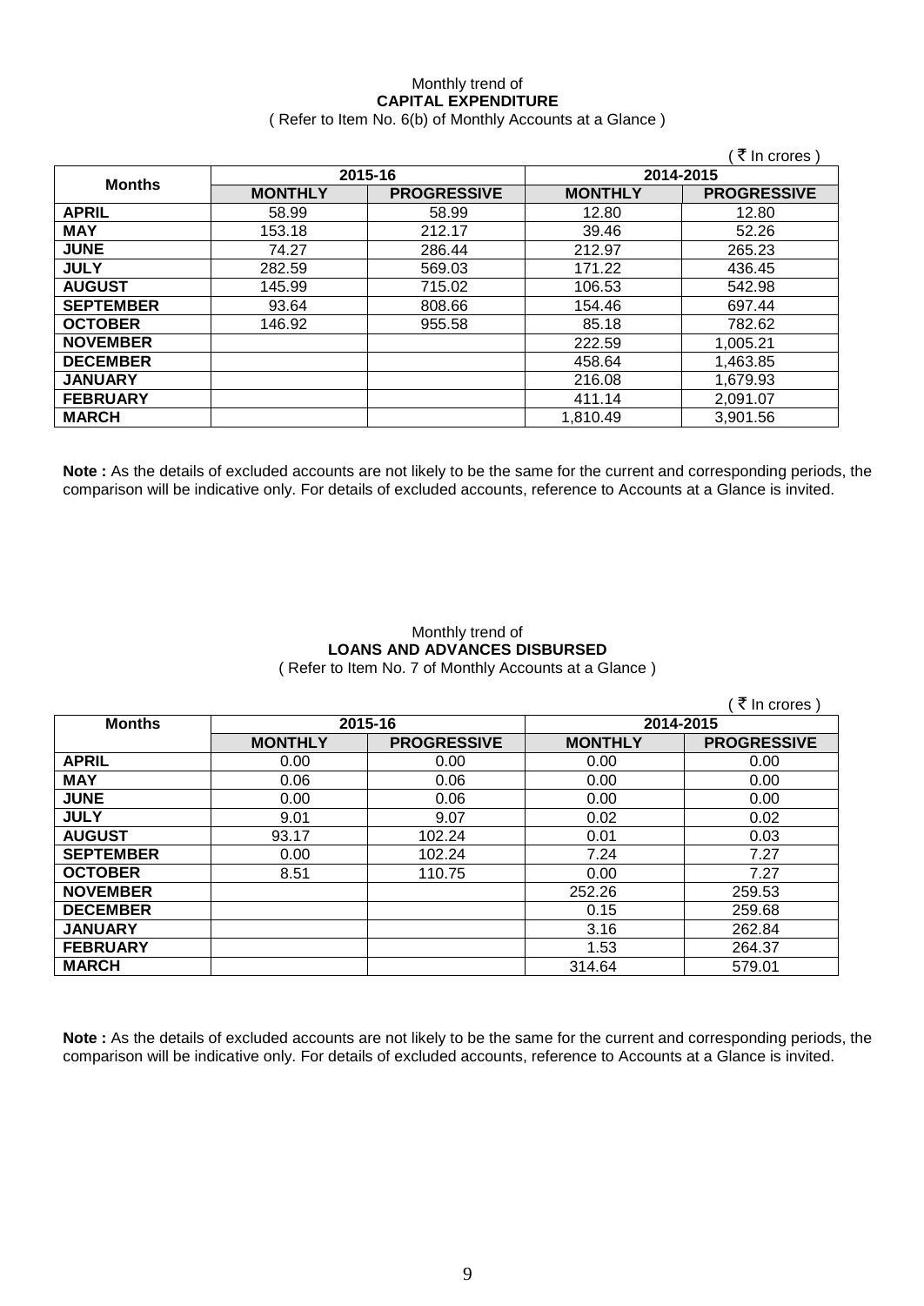Monthly trend of

**CAPITAL EXPENDITURE**

( Refer to Item No. 6(b) of Monthly Accounts at a Glance )

( ₹ In crores )

| Months | 2015-16 | | 2014-2015 | |
|---|---|---|---|---|
| | MONTHLY | PROGRESSIVE | MONTHLY | PROGRESSIVE |
| APRIL | 58.99 | 58.99 | 12.80 | 12.80 |
| MAY | 153.18 | 212.17 | 39.46 | 52.26 |
| JUNE | 74.27 | 286.44 | 212.97 | 265.23 |
| JULY | 282.59 | 569.03 | 171.22 | 436.45 |
| AUGUST | 145.99 | 715.02 | 106.53 | 542.98 |
| SEPTEMBER | 93.64 | 808.66 | 154.46 | 697.44 |
| OCTOBER | 146.92 | 955.58 | 85.18 | 782.62 |
| NOVEMBER | | | 222.59 | 1,005.21 |
| DECEMBER | | | 458.64 | 1,463.85 |
| JANUARY | | | 216.08 | 1,679.93 |
| FEBRUARY | | | 411.14 | 2,091.07 |
| MARCH | | | 1,810.49 | 3,901.56 |

**Note :** As the details of excluded accounts are not likely to be the same for the current and corresponding periods, the comparison will be indicative only. For details of excluded accounts, reference to Accounts at a Glance is invited.

Monthly trend of

**LOANS AND ADVANCES DISBURSED**

( Refer to Item No. 7 of Monthly Accounts at a Glance )

( ₹ In crores )

| Months | 2015-16 | | 2014-2015 | |
|---|---|---|---|---|
| | MONTHLY | PROGRESSIVE | MONTHLY | PROGRESSIVE |
| APRIL | 0.00 | 0.00 | 0.00 | 0.00 |
| MAY | 0.06 | 0.06 | 0.00 | 0.00 |
| JUNE | 0.00 | 0.06 | 0.00 | 0.00 |
| JULY | 9.01 | 9.07 | 0.02 | 0.02 |
| AUGUST | 93.17 | 102.24 | 0.01 | 0.03 |
| SEPTEMBER | 0.00 | 102.24 | 7.24 | 7.27 |
| OCTOBER | 8.51 | 110.75 | 0.00 | 7.27 |
| NOVEMBER | | | 252.26 | 259.53 |
| DECEMBER | | | 0.15 | 259.68 |
| JANUARY | | | 3.16 | 262.84 |
| FEBRUARY | | | 1.53 | 264.37 |
| MARCH | | | 314.64 | 579.01 |

**Note :** As the details of excluded accounts are not likely to be the same for the current and corresponding periods, the comparison will be indicative only. For details of excluded accounts, reference to Accounts at a Glance is invited.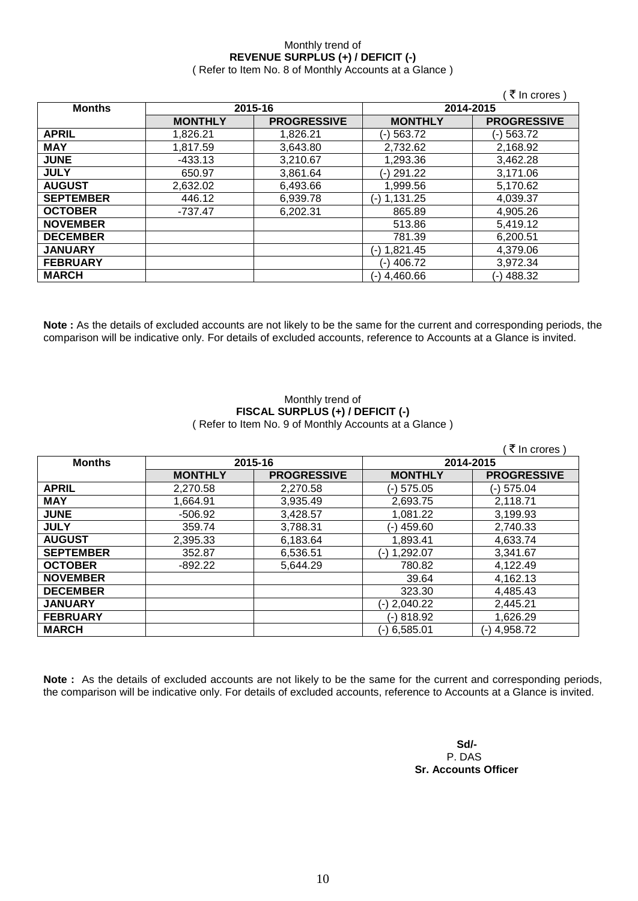Monthly trend of
**REVENUE SURPLUS (+) / DEFICIT (-)**
( Refer to Item No. 8 of Monthly Accounts at a Glance )

( ₹ In crores )

| Months | 2015-16 | | 2014-2015 | |
|---|---|---|---|---|
| | **MONTHLY** | **PROGRESSIVE** | **MONTHLY** | **PROGRESSIVE** |
| **APRIL** | 1,826.21 | 1,826.21 | (-) 563.72 | (-) 563.72 |
| **MAY** | 1,817.59 | 3,643.80 | 2,732.62 | 2,168.92 |
| **JUNE** | -433.13 | 3,210.67 | 1,293.36 | 3,462.28 |
| **JULY** | 650.97 | 3,861.64 | (-) 291.22 | 3,171.06 |
| **AUGUST** | 2,632.02 | 6,493.66 | 1,999.56 | 5,170.62 |
| **SEPTEMBER** | 446.12 | 6,939.78 | (-) 1,131.25 | 4,039.37 |
| **OCTOBER** | -737.47 | 6,202.31 | 865.89 | 4,905.26 |
| **NOVEMBER** | | | 513.86 | 5,419.12 |
| **DECEMBER** | | | 781.39 | 6,200.51 |
| **JANUARY** | | | (-) 1,821.45 | 4,379.06 |
| **FEBRUARY** | | | (-) 406.72 | 3,972.34 |
| **MARCH** | | | (-) 4,460.66 | (-) 488.32 |

**Note :** As the details of excluded accounts are not likely to be the same for the current and corresponding periods, the comparison will be indicative only. For details of excluded accounts, reference to Accounts at a Glance is invited.

Monthly trend of
**FISCAL SURPLUS (+) / DEFICIT (-)**
( Refer to Item No. 9 of Monthly Accounts at a Glance )

( ₹ In crores )

| Months | 2015-16 | | 2014-2015 | |
|---|---|---|---|---|
| | **MONTHLY** | **PROGRESSIVE** | **MONTHLY** | **PROGRESSIVE** |
| **APRIL** | 2,270.58 | 2,270.58 | (-) 575.05 | (-) 575.04 |
| **MAY** | 1,664.91 | 3,935.49 | 2,693.75 | 2,118.71 |
| **JUNE** | -506.92 | 3,428.57 | 1,081.22 | 3,199.93 |
| **JULY** | 359.74 | 3,788.31 | (-) 459.60 | 2,740.33 |
| **AUGUST** | 2,395.33 | 6,183.64 | 1,893.41 | 4,633.74 |
| **SEPTEMBER** | 352.87 | 6,536.51 | (-) 1,292.07 | 3,341.67 |
| **OCTOBER** | -892.22 | 5,644.29 | 780.82 | 4,122.49 |
| **NOVEMBER** | | | 39.64 | 4,162.13 |
| **DECEMBER** | | | 323.30 | 4,485.43 |
| **JANUARY** | | | (-) 2,040.22 | 2,445.21 |
| **FEBRUARY** | | | (-) 818.92 | 1,626.29 |
| **MARCH** | | | (-) 6,585.01 | (-) 4,958.72 |

**Note :** As the details of excluded accounts are not likely to be the same for the current and corresponding periods, the comparison will be indicative only. For details of excluded accounts, reference to Accounts at a Glance is invited.

**Sd/-**
P. DAS
**Sr. Accounts Officer**